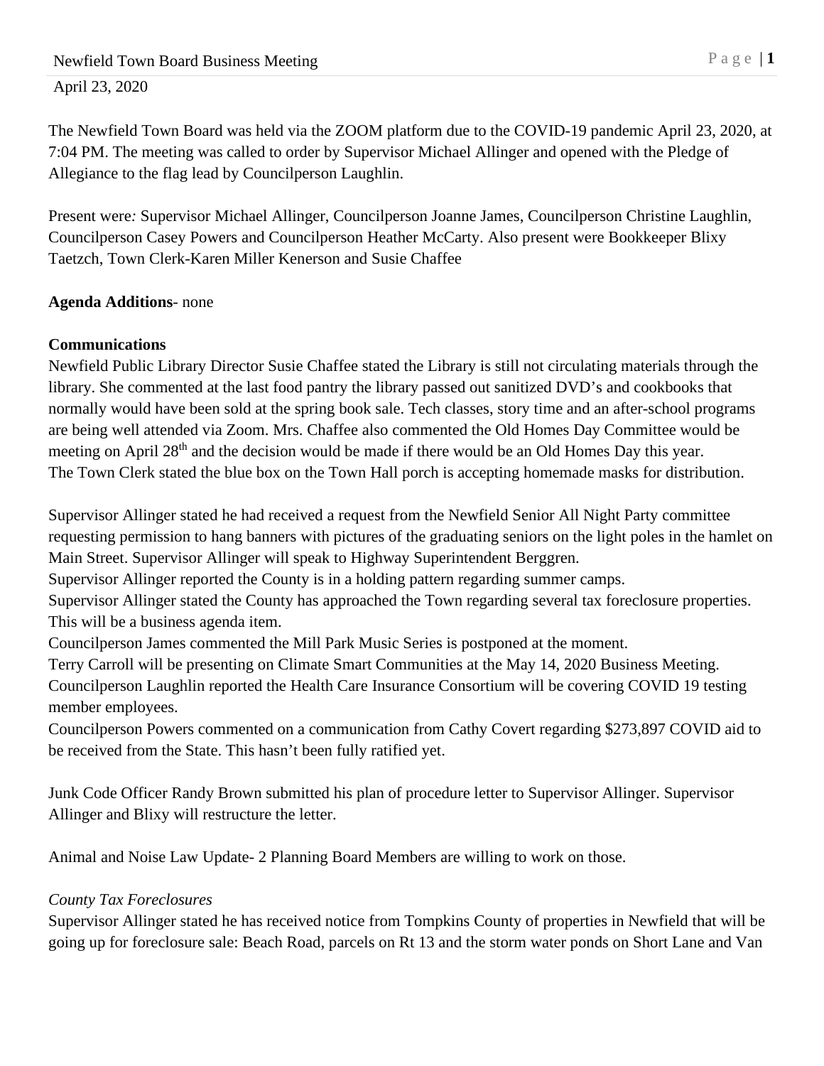April 23, 2020

The Newfield Town Board was held via the ZOOM platform due to the COVID-19 pandemic April 23, 2020, at 7:04 PM. The meeting was called to order by Supervisor Michael Allinger and opened with the Pledge of Allegiance to the flag lead by Councilperson Laughlin.

Present were*:* Supervisor Michael Allinger, Councilperson Joanne James, Councilperson Christine Laughlin, Councilperson Casey Powers and Councilperson Heather McCarty. Also present were Bookkeeper Blixy Taetzch, Town Clerk-Karen Miller Kenerson and Susie Chaffee

**Agenda Additions**- none

**Communications**

Newfield Public Library Director Susie Chaffee stated the Library is still not circulating materials through the library. She commented at the last food pantry the library passed out sanitized DVD's and cookbooks that normally would have been sold at the spring book sale. Tech classes, story time and an after-school programs are being well attended via Zoom. Mrs. Chaffee also commented the Old Homes Day Committee would be meeting on April 28th and the decision would be made if there would be an Old Homes Day this year.
The Town Clerk stated the blue box on the Town Hall porch is accepting homemade masks for distribution.

Supervisor Allinger stated he had received a request from the Newfield Senior All Night Party committee requesting permission to hang banners with pictures of the graduating seniors on the light poles in the hamlet on Main Street. Supervisor Allinger will speak to Highway Superintendent Berggren.
Supervisor Allinger reported the County is in a holding pattern regarding summer camps.
Supervisor Allinger stated the County has approached the Town regarding several tax foreclosure properties. This will be a business agenda item.
Councilperson James commented the Mill Park Music Series is postponed at the moment.
Terry Carroll will be presenting on Climate Smart Communities at the May 14, 2020 Business Meeting.
Councilperson Laughlin reported the Health Care Insurance Consortium will be covering COVID 19 testing member employees.
Councilperson Powers commented on a communication from Cathy Covert regarding $273,897 COVID aid to be received from the State. This hasn't been fully ratified yet.

Junk Code Officer Randy Brown submitted his plan of procedure letter to Supervisor Allinger. Supervisor Allinger and Blixy will restructure the letter.

Animal and Noise Law Update- 2 Planning Board Members are willing to work on those.

*County Tax Foreclosures*

Supervisor Allinger stated he has received notice from Tompkins County of properties in Newfield that will be going up for foreclosure sale: Beach Road, parcels on Rt 13 and the storm water ponds on Short Lane and Van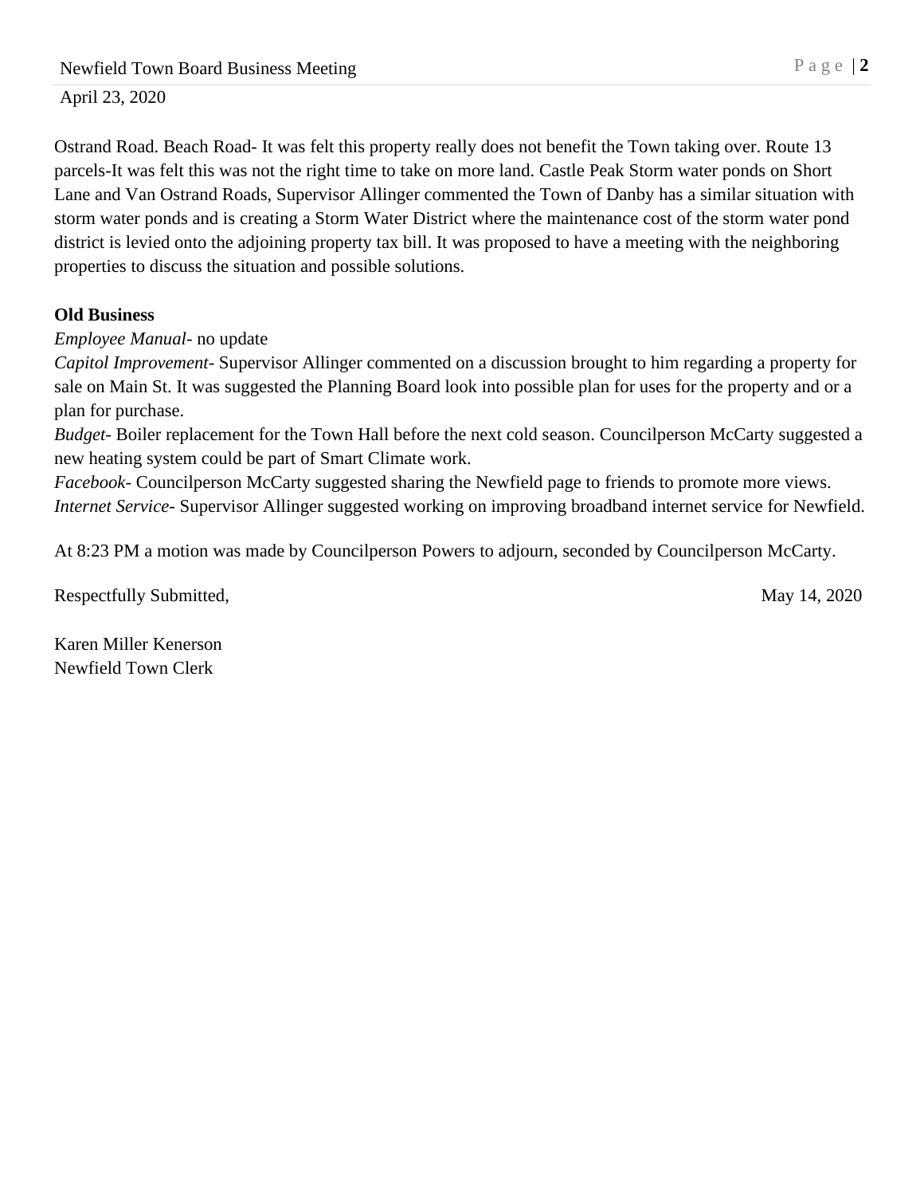Ostrand Road. Beach Road- It was felt this property really does not benefit the Town taking over. Route 13 parcels-It was felt this was not the right time to take on more land. Castle Peak Storm water ponds on Short Lane and Van Ostrand Roads, Supervisor Allinger commented the Town of Danby has a similar situation with storm water ponds and is creating a Storm Water District where the maintenance cost of the storm water pond district is levied onto the adjoining property tax bill. It was proposed to have a meeting with the neighboring properties to discuss the situation and possible solutions.

**Old Business**

*Employee Manual*- no update

*Capitol Improvement*- Supervisor Allinger commented on a discussion brought to him regarding a property for sale on Main St. It was suggested the Planning Board look into possible plan for uses for the property and or a plan for purchase.

*Budget*- Boiler replacement for the Town Hall before the next cold season. Councilperson McCarty suggested a new heating system could be part of Smart Climate work.

*Facebook*- Councilperson McCarty suggested sharing the Newfield page to friends to promote more views.

*Internet Service*- Supervisor Allinger suggested working on improving broadband internet service for Newfield.

At 8:23 PM a motion was made by Councilperson Powers to adjourn, seconded by Councilperson McCarty.

Respectfully Submitted, May 14, 2020

Karen Miller Kenerson
Newfield Town Clerk